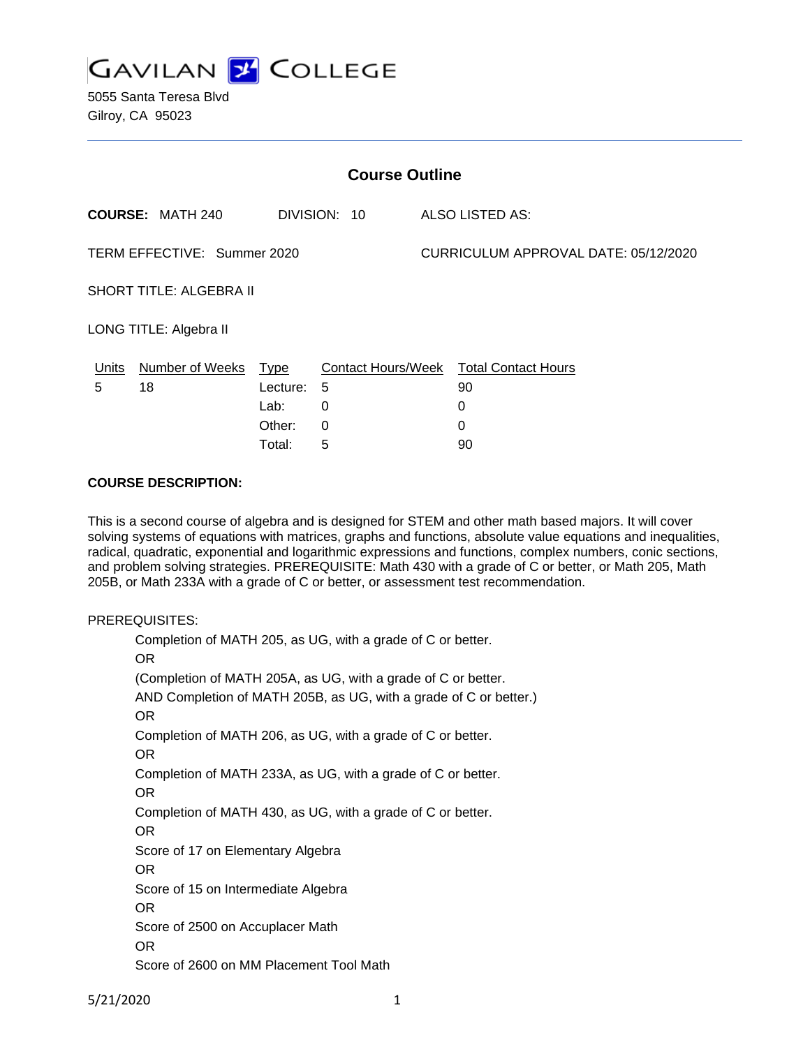# GAVILAN COLLEGE

5055 Santa Teresa Blvd
Gilroy, CA 95023

---

## Course Outline

**COURSE:** MATH 240    DIVISION: 10    ALSO LISTED AS:

TERM EFFECTIVE: Summer 2020    CURRICULUM APPROVAL DATE: 05/12/2020

SHORT TITLE: ALGEBRA II

LONG TITLE: Algebra II

| Units | Number of Weeks | Type | Contact Hours/Week | Total Contact Hours |
|---|---|---|---|---|
| 5 | 18 | Lecture: | 5 | 90 |
| | | Lab: | 0 | 0 |
| | | Other: | 0 | 0 |
| | | Total: | 5 | 90 |

**COURSE DESCRIPTION:**

This is a second course of algebra and is designed for STEM and other math based majors. It will cover solving systems of equations with matrices, graphs and functions, absolute value equations and inequalities, radical, quadratic, exponential and logarithmic expressions and functions, complex numbers, conic sections, and problem solving strategies. PREREQUISITE: Math 430 with a grade of C or better, or Math 205, Math 205B, or Math 233A with a grade of C or better, or assessment test recommendation.

PREREQUISITES:

Completion of MATH 205, as UG, with a grade of C or better.
OR
(Completion of MATH 205A, as UG, with a grade of C or better.
AND Completion of MATH 205B, as UG, with a grade of C or better.)
OR
Completion of MATH 206, as UG, with a grade of C or better.
OR
Completion of MATH 233A, as UG, with a grade of C or better.
OR
Completion of MATH 430, as UG, with a grade of C or better.
OR
Score of 17 on Elementary Algebra
OR
Score of 15 on Intermediate Algebra
OR
Score of 2500 on Accuplacer Math
OR
Score of 2600 on MM Placement Tool Math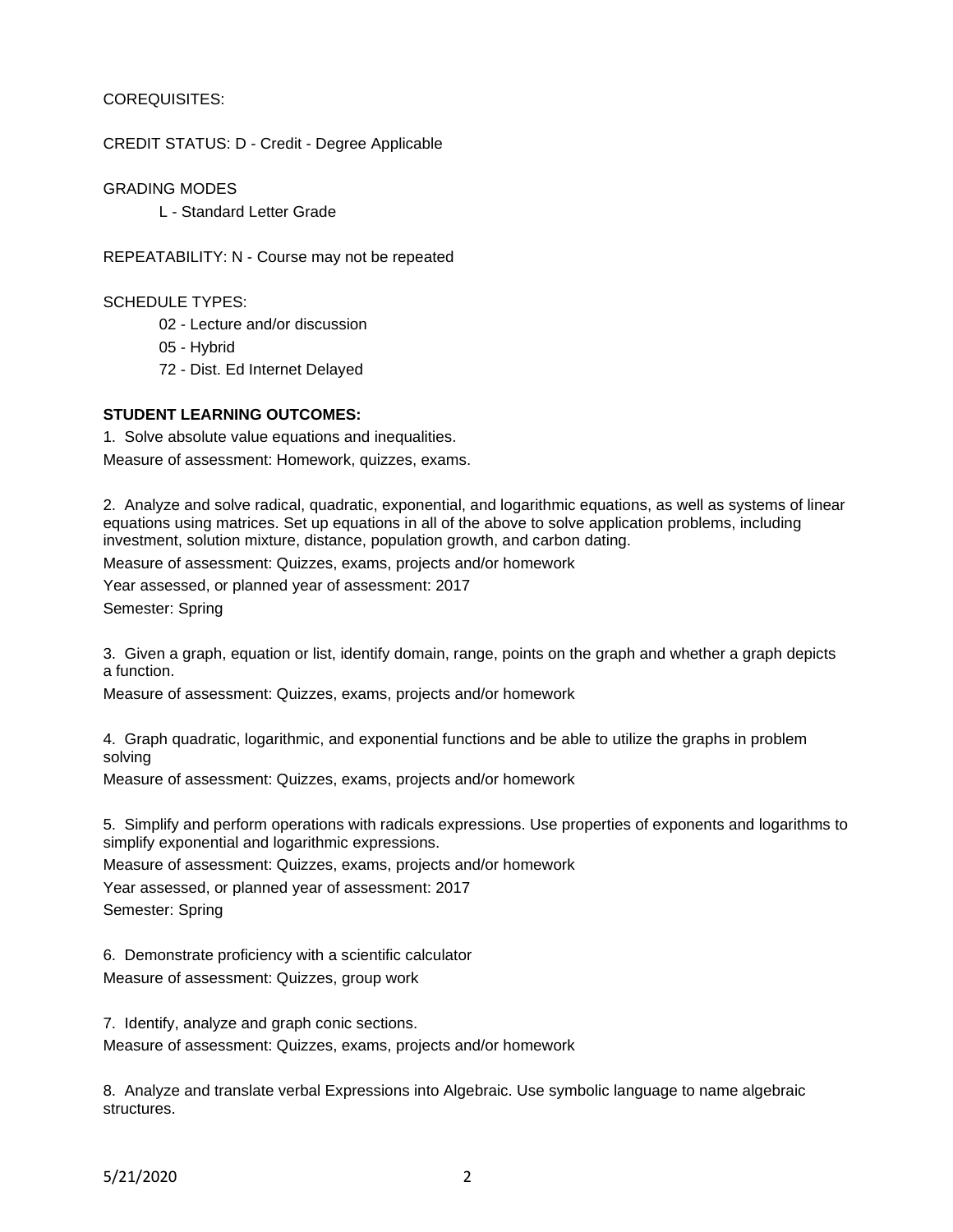COREQUISITES:

CREDIT STATUS: D - Credit - Degree Applicable

GRADING MODES

L - Standard Letter Grade

REPEATABILITY: N - Course may not be repeated

SCHEDULE TYPES:

02 - Lecture and/or discussion

05 - Hybrid

72 - Dist. Ed Internet Delayed

**STUDENT LEARNING OUTCOMES:**

1. Solve absolute value equations and inequalities.

Measure of assessment: Homework, quizzes, exams.

2. Analyze and solve radical, quadratic, exponential, and logarithmic equations, as well as systems of linear equations using matrices. Set up equations in all of the above to solve application problems, including investment, solution mixture, distance, population growth, and carbon dating.

Measure of assessment: Quizzes, exams, projects and/or homework

Year assessed, or planned year of assessment: 2017

Semester: Spring

3. Given a graph, equation or list, identify domain, range, points on the graph and whether a graph depicts a function.

Measure of assessment: Quizzes, exams, projects and/or homework

4. Graph quadratic, logarithmic, and exponential functions and be able to utilize the graphs in problem solving

Measure of assessment: Quizzes, exams, projects and/or homework

5. Simplify and perform operations with radicals expressions. Use properties of exponents and logarithms to simplify exponential and logarithmic expressions.

Measure of assessment: Quizzes, exams, projects and/or homework

Year assessed, or planned year of assessment: 2017

Semester: Spring

6. Demonstrate proficiency with a scientific calculator

Measure of assessment: Quizzes, group work

7. Identify, analyze and graph conic sections.

Measure of assessment: Quizzes, exams, projects and/or homework

8. Analyze and translate verbal Expressions into Algebraic. Use symbolic language to name algebraic structures.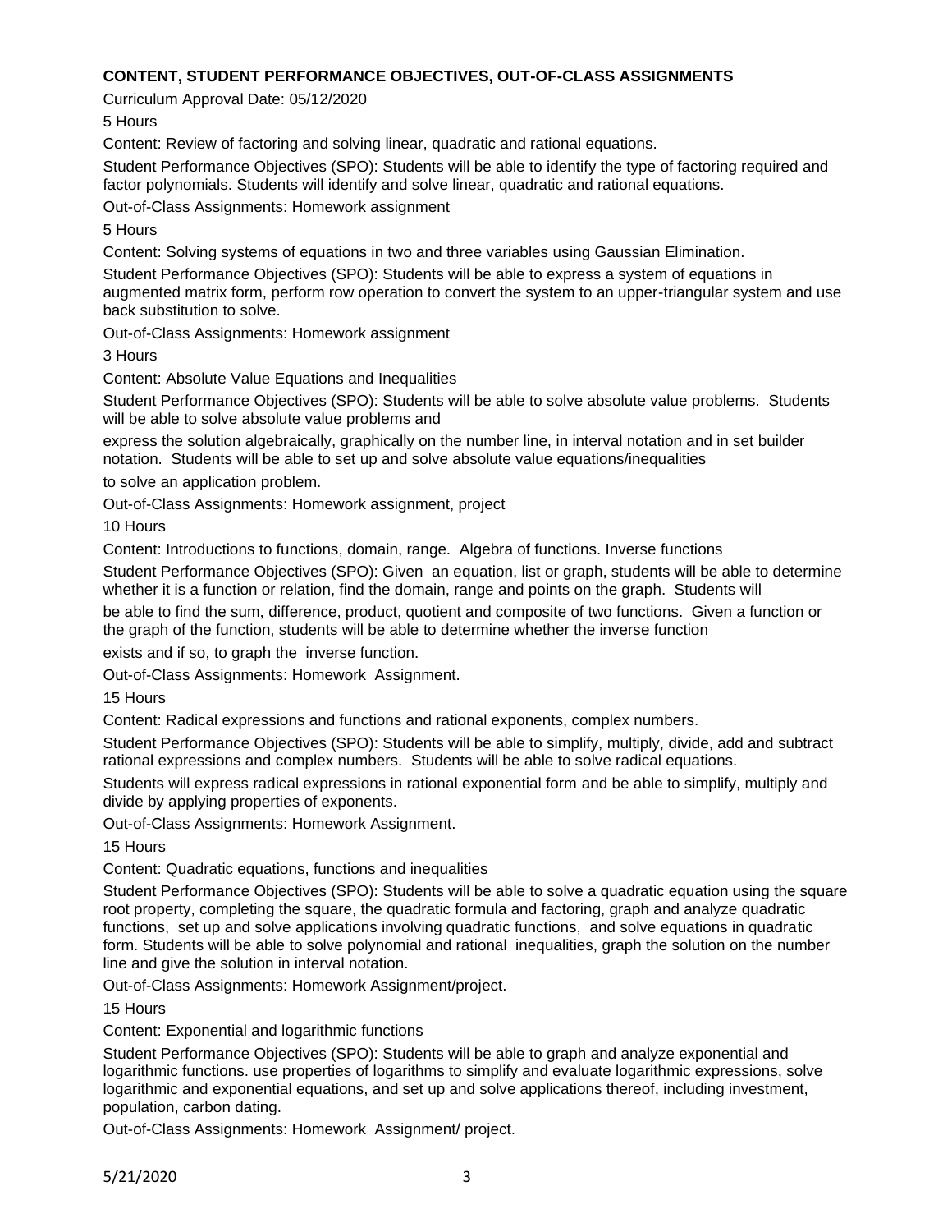**CONTENT, STUDENT PERFORMANCE OBJECTIVES, OUT-OF-CLASS ASSIGNMENTS**

Curriculum Approval Date: 05/12/2020

5 Hours

Content: Review of factoring and solving linear, quadratic and rational equations.

Student Performance Objectives (SPO): Students will be able to identify the type of factoring required and factor polynomials. Students will identify and solve linear, quadratic and rational equations.

Out-of-Class Assignments: Homework assignment

5 Hours

Content: Solving systems of equations in two and three variables using Gaussian Elimination.

Student Performance Objectives (SPO): Students will be able to express a system of equations in augmented matrix form, perform row operation to convert the system to an upper-triangular system and use back substitution to solve.

Out-of-Class Assignments: Homework assignment

3 Hours

Content: Absolute Value Equations and Inequalities

Student Performance Objectives (SPO): Students will be able to solve absolute value problems. Students will be able to solve absolute value problems and

express the solution algebraically, graphically on the number line, in interval notation and in set builder notation. Students will be able to set up and solve absolute value equations/inequalities

to solve an application problem.

Out-of-Class Assignments: Homework assignment, project

10 Hours

Content: Introductions to functions, domain, range. Algebra of functions. Inverse functions

Student Performance Objectives (SPO): Given an equation, list or graph, students will be able to determine whether it is a function or relation, find the domain, range and points on the graph. Students will

be able to find the sum, difference, product, quotient and composite of two functions. Given a function or the graph of the function, students will be able to determine whether the inverse function

exists and if so, to graph the inverse function.

Out-of-Class Assignments: Homework Assignment.

15 Hours

Content: Radical expressions and functions and rational exponents, complex numbers.

Student Performance Objectives (SPO): Students will be able to simplify, multiply, divide, add and subtract rational expressions and complex numbers. Students will be able to solve radical equations.

Students will express radical expressions in rational exponential form and be able to simplify, multiply and divide by applying properties of exponents.

Out-of-Class Assignments: Homework Assignment.

15 Hours

Content: Quadratic equations, functions and inequalities

Student Performance Objectives (SPO): Students will be able to solve a quadratic equation using the square root property, completing the square, the quadratic formula and factoring, graph and analyze quadratic functions, set up and solve applications involving quadratic functions, and solve equations in quadratic form. Students will be able to solve polynomial and rational inequalities, graph the solution on the number line and give the solution in interval notation.

Out-of-Class Assignments: Homework Assignment/project.

15 Hours

Content: Exponential and logarithmic functions

Student Performance Objectives (SPO): Students will be able to graph and analyze exponential and logarithmic functions. use properties of logarithms to simplify and evaluate logarithmic expressions, solve logarithmic and exponential equations, and set up and solve applications thereof, including investment, population, carbon dating.

Out-of-Class Assignments: Homework Assignment/ project.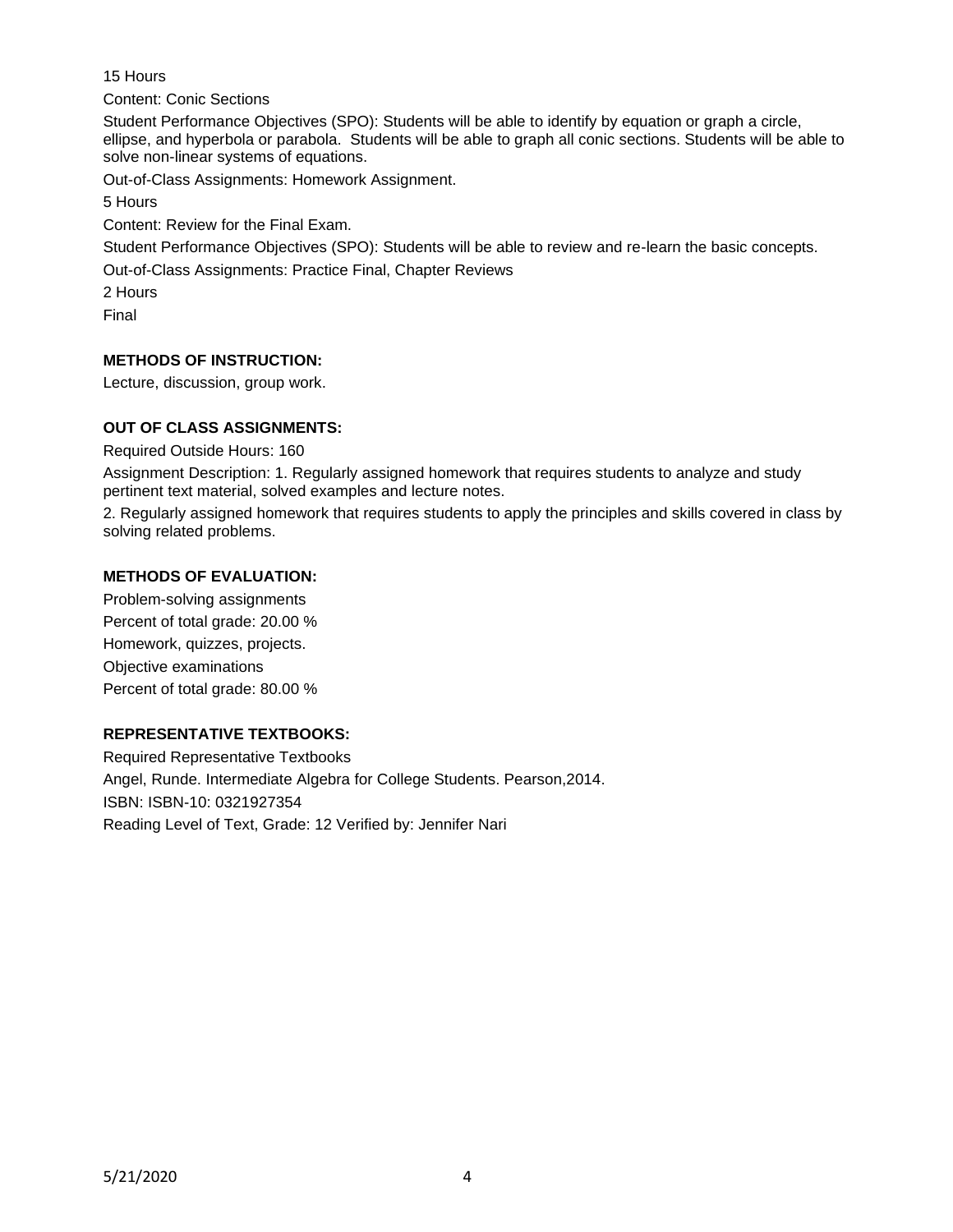15 Hours

Content: Conic Sections

Student Performance Objectives (SPO): Students will be able to identify by equation or graph a circle, ellipse, and hyperbola or parabola.  Students will be able to graph all conic sections. Students will be able to solve non-linear systems of equations.

Out-of-Class Assignments: Homework Assignment.

5 Hours

Content: Review for the Final Exam.

Student Performance Objectives (SPO): Students will be able to review and re-learn the basic concepts.

Out-of-Class Assignments: Practice Final, Chapter Reviews

2 Hours

Final

**METHODS OF INSTRUCTION:**

Lecture, discussion, group work.

**OUT OF CLASS ASSIGNMENTS:**

Required Outside Hours: 160

Assignment Description: 1. Regularly assigned homework that requires students to analyze and study pertinent text material, solved examples and lecture notes.

2. Regularly assigned homework that requires students to apply the principles and skills covered in class by solving related problems.

**METHODS OF EVALUATION:**

Problem-solving assignments

Percent of total grade: 20.00 %

Homework, quizzes, projects.

Objective examinations

Percent of total grade: 80.00 %

**REPRESENTATIVE TEXTBOOKS:**

Required Representative Textbooks

Angel, Runde. Intermediate Algebra for College Students. Pearson,2014.

ISBN: ISBN-10: 0321927354

Reading Level of Text, Grade: 12 Verified by: Jennifer Nari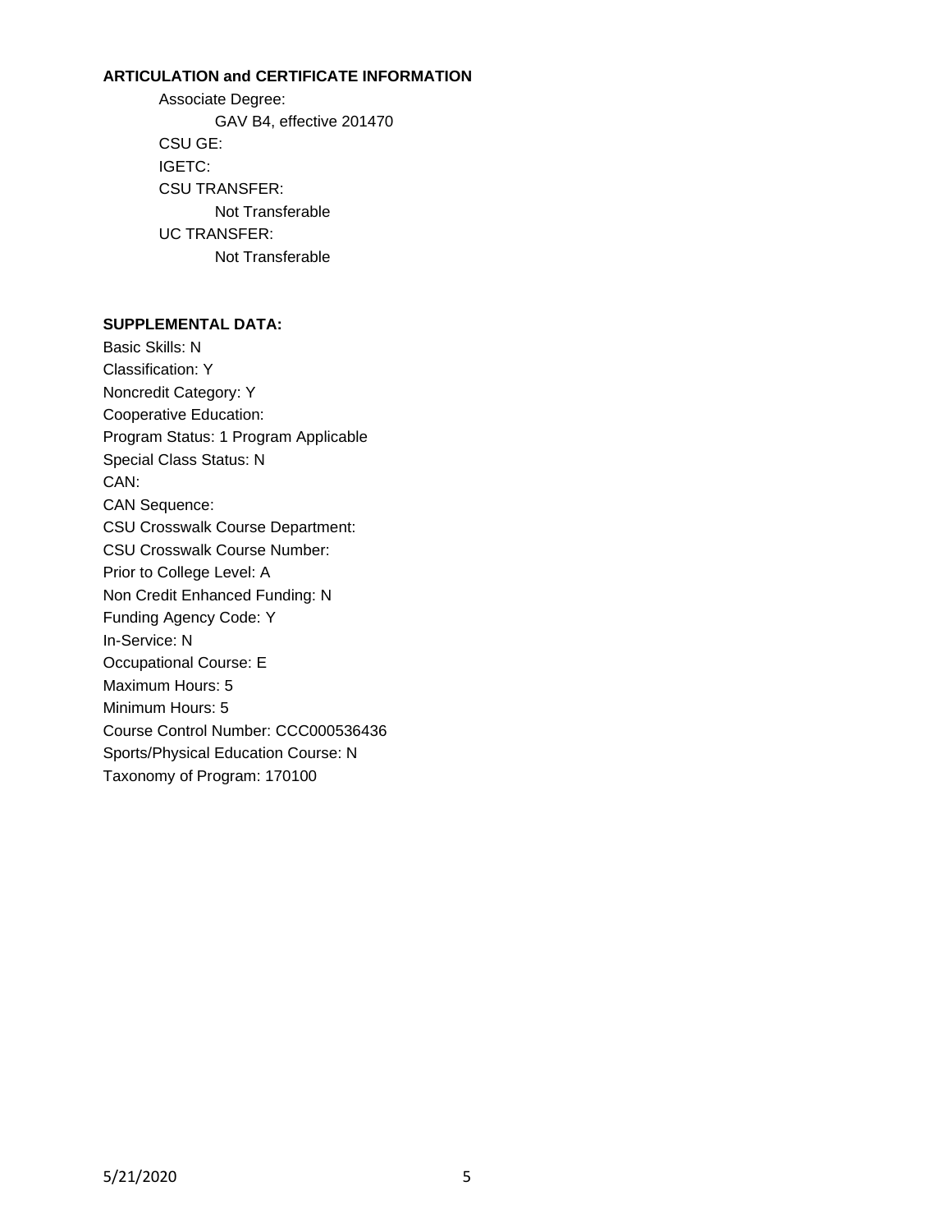**ARTICULATION and CERTIFICATE INFORMATION**

Associate Degree:

GAV B4, effective 201470

CSU GE:

IGETC:

CSU TRANSFER:

Not Transferable

UC TRANSFER:

Not Transferable

**SUPPLEMENTAL DATA:**

Basic Skills: N

Classification: Y

Noncredit Category: Y

Cooperative Education:

Program Status: 1 Program Applicable

Special Class Status: N

CAN:

CAN Sequence:

CSU Crosswalk Course Department:

CSU Crosswalk Course Number:

Prior to College Level: A

Non Credit Enhanced Funding: N

Funding Agency Code: Y

In-Service: N

Occupational Course: E

Maximum Hours: 5

Minimum Hours: 5

Course Control Number: CCC000536436

Sports/Physical Education Course: N

Taxonomy of Program: 170100